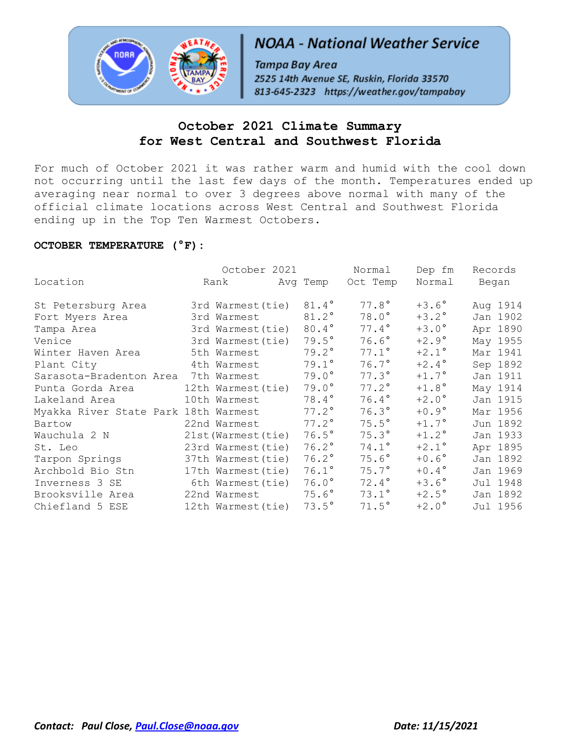NOAA - National Weather Service

Tampa Bay Area

2525 14th Avenue SE, Ruskin, Florida 33570

813-645-2323 https://weather.gov/tampabay

# October 2021 Climate Summary for West Central and Southwest Florida

For much of October 2021 it was rather warm and humid with the cool down not occurring until the last few days of the month. Temperatures ended up averaging near normal to over 3 degrees above normal with many of the official climate locations across West Central and Southwest Florida ending up in the Top Ten Warmest Octobers.

**OCTOBER TEMPERATURE (°F):**

| Location | October 2021 Rank | October 2021 Avg Temp | Normal Oct Temp | Dep fm Normal | Records Began |
|---|---|---|---|---|---|
| St Petersburg Area | 3rd Warmest(tie) | 81.4° | 77.8° | +3.6° | Aug 1914 |
| Fort Myers Area | 3rd Warmest | 81.2° | 78.0° | +3.2° | Jan 1902 |
| Tampa Area | 3rd Warmest(tie) | 80.4° | 77.4° | +3.0° | Apr 1890 |
| Venice | 3rd Warmest(tie) | 79.5° | 76.6° | +2.9° | May 1955 |
| Winter Haven Area | 5th Warmest | 79.2° | 77.1° | +2.1° | Mar 1941 |
| Plant City | 4th Warmest | 79.1° | 76.7° | +2.4° | Sep 1892 |
| Sarasota-Bradenton Area | 7th Warmest | 79.0° | 77.3° | +1.7° | Jan 1911 |
| Punta Gorda Area | 12th Warmest(tie) | 79.0° | 77.2° | +1.8° | May 1914 |
| Lakeland Area | 10th Warmest | 78.4° | 76.4° | +2.0° | Jan 1915 |
| Myakka River State Park | 18th Warmest | 77.2° | 76.3° | +0.9° | Mar 1956 |
| Bartow | 22nd Warmest | 77.2° | 75.5° | +1.7° | Jun 1892 |
| Wauchula 2 N | 21st(Warmest(tie) | 76.5° | 75.3° | +1.2° | Jan 1933 |
| St. Leo | 23rd Warmest(tie) | 76.2° | 74.1° | +2.1° | Apr 1895 |
| Tarpon Springs | 37th Warmest(tie) | 76.2° | 75.6° | +0.6° | Jan 1892 |
| Archbold Bio Stn | 17th Warmest(tie) | 76.1° | 75.7° | +0.4° | Jan 1969 |
| Inverness 3 SE | 6th Warmest(tie) | 76.0° | 72.4° | +3.6° | Jul 1948 |
| Brooksville Area | 22nd Warmest | 75.6° | 73.1° | +2.5° | Jan 1892 |
| Chiefland 5 ESE | 12th Warmest(tie) | 73.5° | 71.5° | +2.0° | Jul 1956 |

*Contact: Paul Close, Paul.Close@noaa.gov* *Date: 11/15/2021*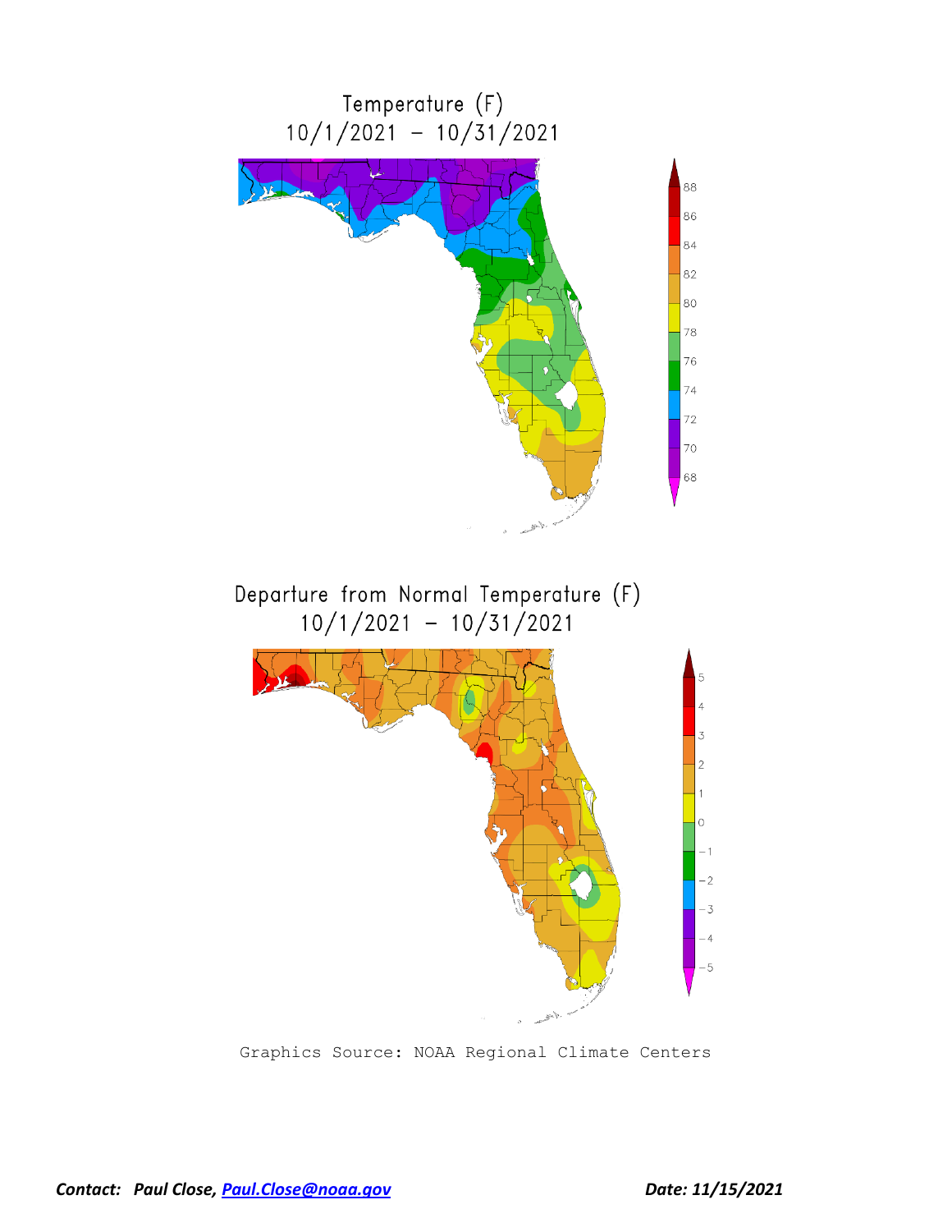Temperature (F)
10/1/2021 – 10/31/2021

Departure from Normal Temperature (F)
10/1/2021 – 10/31/2021

Graphics Source: NOAA Regional Climate Centers

***Contact: Paul Close, [Paul.Close@noaa.gov](mailto:Paul.Close@noaa.gov)*** ***Date: 11/15/2021***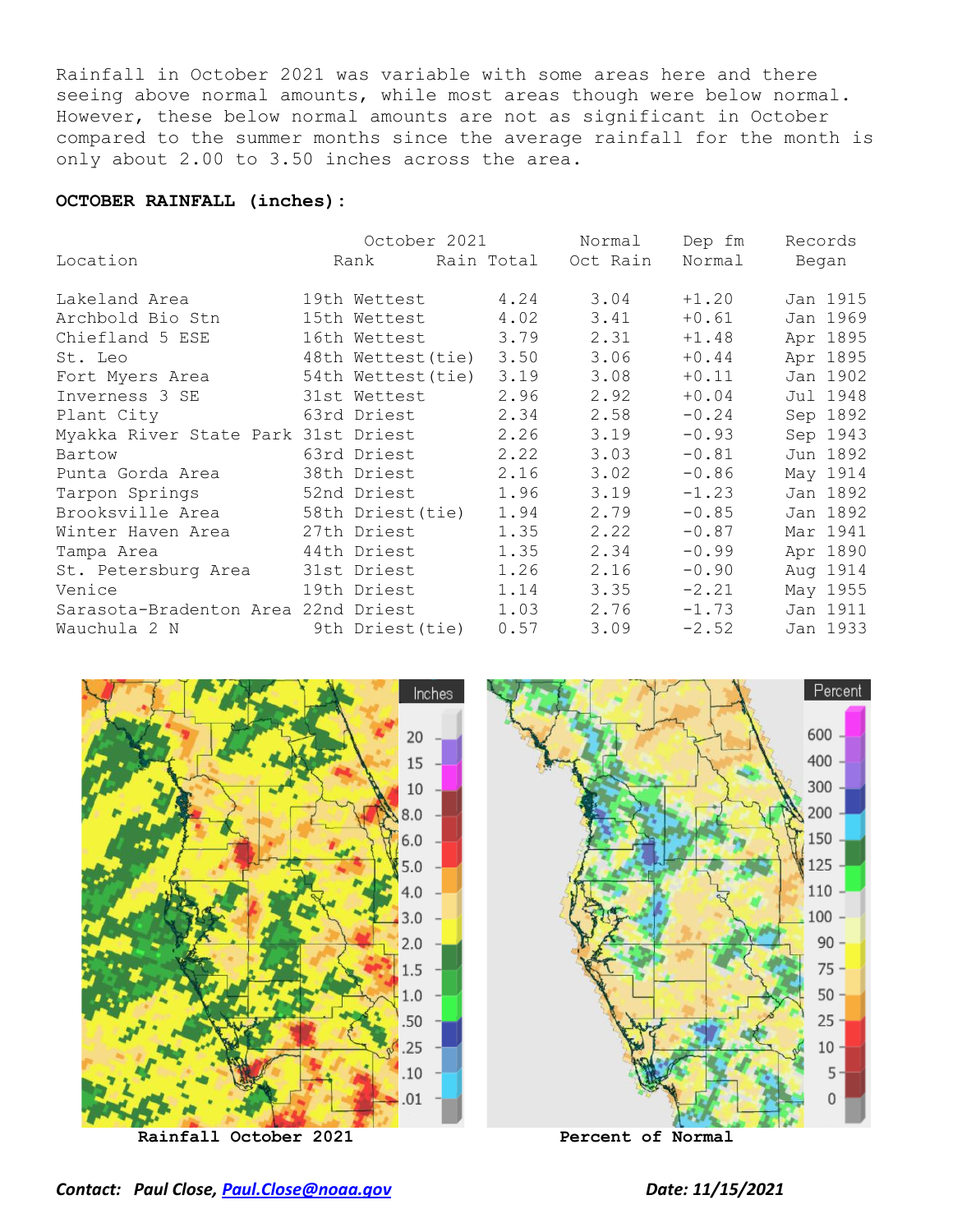Rainfall in October 2021 was variable with some areas here and there seeing above normal amounts, while most areas though were below normal. However, these below normal amounts are not as significant in October compared to the summer months since the average rainfall for the month is only about 2.00 to 3.50 inches across the area.

**OCTOBER RAINFALL (inches):**

| Location | October 2021 Rank | October 2021 Rain Total | Normal Oct Rain | Dep fm Normal | Records Began |
|---|---|---|---|---|---|
| Lakeland Area | 19th Wettest | 4.24 | 3.04 | +1.20 | Jan 1915 |
| Archbold Bio Stn | 15th Wettest | 4.02 | 3.41 | +0.61 | Jan 1969 |
| Chiefland 5 ESE | 16th Wettest | 3.79 | 2.31 | +1.48 | Apr 1895 |
| St. Leo | 48th Wettest(tie) | 3.50 | 3.06 | +0.44 | Apr 1895 |
| Fort Myers Area | 54th Wettest(tie) | 3.19 | 3.08 | +0.11 | Jan 1902 |
| Inverness 3 SE | 31st Wettest | 2.96 | 2.92 | +0.04 | Jul 1948 |
| Plant City | 63rd Driest | 2.34 | 2.58 | -0.24 | Sep 1892 |
| Myakka River State Park | 31st Driest | 2.26 | 3.19 | -0.93 | Sep 1943 |
| Bartow | 63rd Driest | 2.22 | 3.03 | -0.81 | Jun 1892 |
| Punta Gorda Area | 38th Driest | 2.16 | 3.02 | -0.86 | May 1914 |
| Tarpon Springs | 52nd Driest | 1.96 | 3.19 | -1.23 | Jan 1892 |
| Brooksville Area | 58th Driest(tie) | 1.94 | 2.79 | -0.85 | Jan 1892 |
| Winter Haven Area | 27th Driest | 1.35 | 2.22 | -0.87 | Mar 1941 |
| Tampa Area | 44th Driest | 1.35 | 2.34 | -0.99 | Apr 1890 |
| St. Petersburg Area | 31st Driest | 1.26 | 2.16 | -0.90 | Aug 1914 |
| Venice | 19th Driest | 1.14 | 3.35 | -2.21 | May 1955 |
| Sarasota-Bradenton Area | 22nd Driest | 1.03 | 2.76 | -1.73 | Jan 1911 |
| Wauchula 2 N | 9th Driest(tie) | 0.57 | 3.09 | -2.52 | Jan 1933 |

**Rainfall October 2021**

**Percent of Normal**

*Contact: Paul Close, [Paul.Close@noaa.gov](mailto:Paul.Close@noaa.gov)*

*Date: 11/15/2021*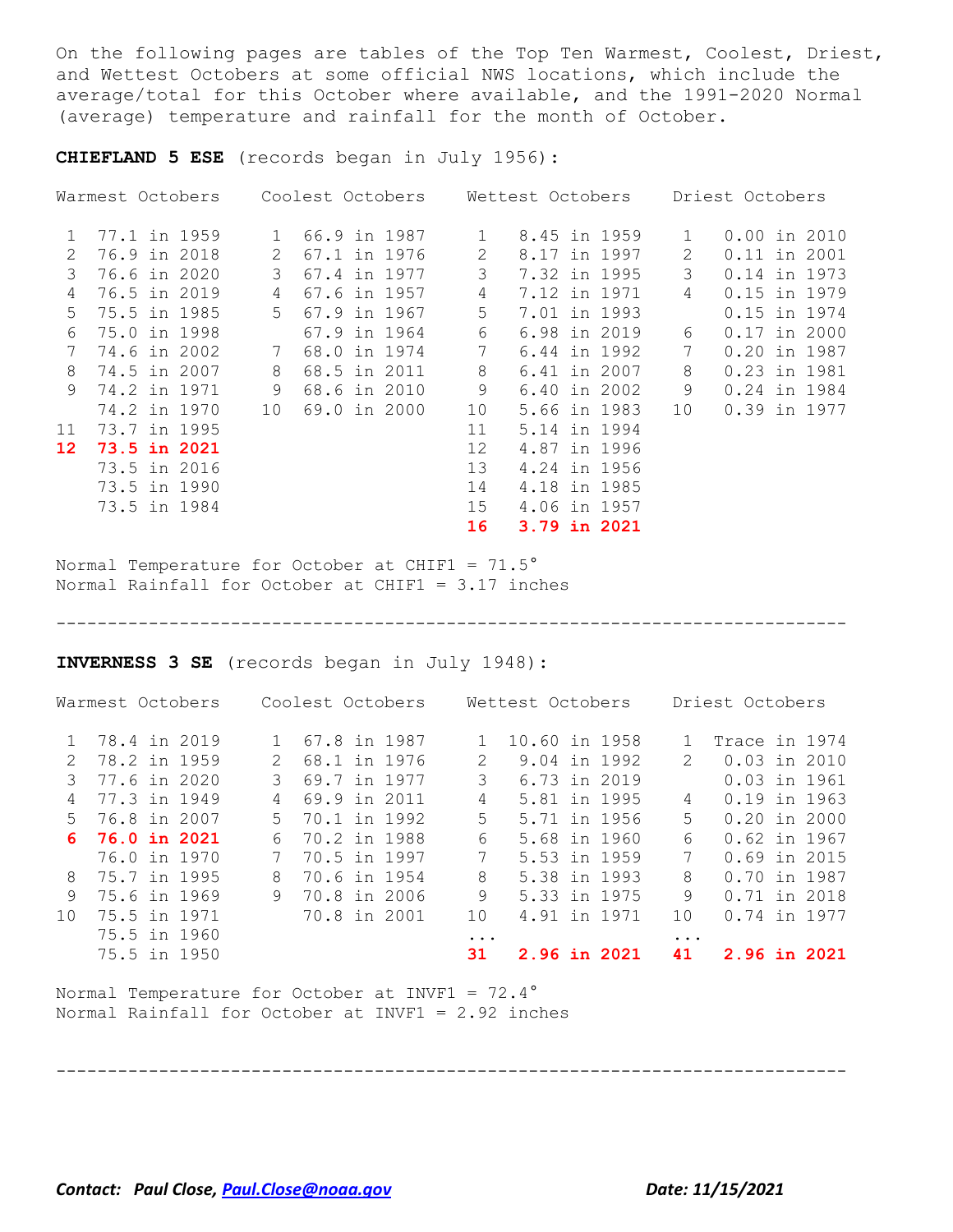On the following pages are tables of the Top Ten Warmest, Coolest, Driest, and Wettest Octobers at some official NWS locations, which include the average/total for this October where available, and the 1991-2020 Normal (average) temperature and rainfall for the month of October.

**CHIEFLAND 5 ESE** (records began in July 1956):

| Warmest Octobers | | Coolest Octobers | | Wettest Octobers | | Driest Octobers | |
|---|---|---|---|---|---|---|---|
| 1 | 77.1 in 1959 | 1 | 66.9 in 1987 | 1 | 8.45 in 1959 | 1 | 0.00 in 2010 |
| 2 | 76.9 in 2018 | 2 | 67.1 in 1976 | 2 | 8.17 in 1997 | 2 | 0.11 in 2001 |
| 3 | 76.6 in 2020 | 3 | 67.4 in 1977 | 3 | 7.32 in 1995 | 3 | 0.14 in 1973 |
| 4 | 76.5 in 2019 | 4 | 67.6 in 1957 | 4 | 7.12 in 1971 | 4 | 0.15 in 1979 |
| 5 | 75.5 in 1985 | 5 | 67.9 in 1967 | 5 | 7.01 in 1993 | | 0.15 in 1974 |
| 6 | 75.0 in 1998 | | 67.9 in 1964 | 6 | 6.98 in 2019 | 6 | 0.17 in 2000 |
| 7 | 74.6 in 2002 | 7 | 68.0 in 1974 | 7 | 6.44 in 1992 | 7 | 0.20 in 1987 |
| 8 | 74.5 in 2007 | 8 | 68.5 in 2011 | 8 | 6.41 in 2007 | 8 | 0.23 in 1981 |
| 9 | 74.2 in 1971 | 9 | 68.6 in 2010 | 9 | 6.40 in 2002 | 9 | 0.24 in 1984 |
| | 74.2 in 1970 | 10 | 69.0 in 2000 | 10 | 5.66 in 1983 | 10 | 0.39 in 1977 |
| 11 | 73.7 in 1995 | | | 11 | 5.14 in 1994 | | |
| **12** | **73.5 in 2021** | | | 12 | 4.87 in 1996 | | |
| | 73.5 in 2016 | | | 13 | 4.24 in 1956 | | |
| | 73.5 in 1990 | | | 14 | 4.18 in 1985 | | |
| | 73.5 in 1984 | | | 15 | 4.06 in 1957 | | |
| | | | | **16** | **3.79 in 2021** | | |

Normal Temperature for October at CHIF1 = 71.5°
Normal Rainfall for October at CHIF1 = 3.17 inches

---

**INVERNESS 3 SE** (records began in July 1948):

| Warmest Octobers | | Coolest Octobers | | Wettest Octobers | | Driest Octobers | |
|---|---|---|---|---|---|---|---|
| 1 | 78.4 in 2019 | 1 | 67.8 in 1987 | 1 | 10.60 in 1958 | 1 | Trace in 1974 |
| 2 | 78.2 in 1959 | 2 | 68.1 in 1976 | 2 | 9.04 in 1992 | 2 | 0.03 in 2010 |
| 3 | 77.6 in 2020 | 3 | 69.7 in 1977 | 3 | 6.73 in 2019 | | 0.03 in 1961 |
| 4 | 77.3 in 1949 | 4 | 69.9 in 2011 | 4 | 5.81 in 1995 | 4 | 0.19 in 1963 |
| 5 | 76.8 in 2007 | 5 | 70.1 in 1992 | 5 | 5.71 in 1956 | 5 | 0.20 in 2000 |
| **6** | **76.0 in 2021** | 6 | 70.2 in 1988 | 6 | 5.68 in 1960 | 6 | 0.62 in 1967 |
| | 76.0 in 1970 | 7 | 70.5 in 1997 | 7 | 5.53 in 1959 | 7 | 0.69 in 2015 |
| 8 | 75.7 in 1995 | 8 | 70.6 in 1954 | 8 | 5.38 in 1993 | 8 | 0.70 in 1987 |
| 9 | 75.6 in 1969 | 9 | 70.8 in 2006 | 9 | 5.33 in 1975 | 9 | 0.71 in 2018 |
| 10 | 75.5 in 1971 | | 70.8 in 2001 | 10 | 4.91 in 1971 | 10 | 0.74 in 1977 |
| | 75.5 in 1960 | | | ... | | ... | |
| | 75.5 in 1950 | | | **31** | **2.96 in 2021** | **41** | **2.96 in 2021** |

Normal Temperature for October at INVF1 = 72.4°
Normal Rainfall for October at INVF1 = 2.92 inches

---

*Contact: Paul Close, Paul.Close@noaa.gov* *Date: 11/15/2021*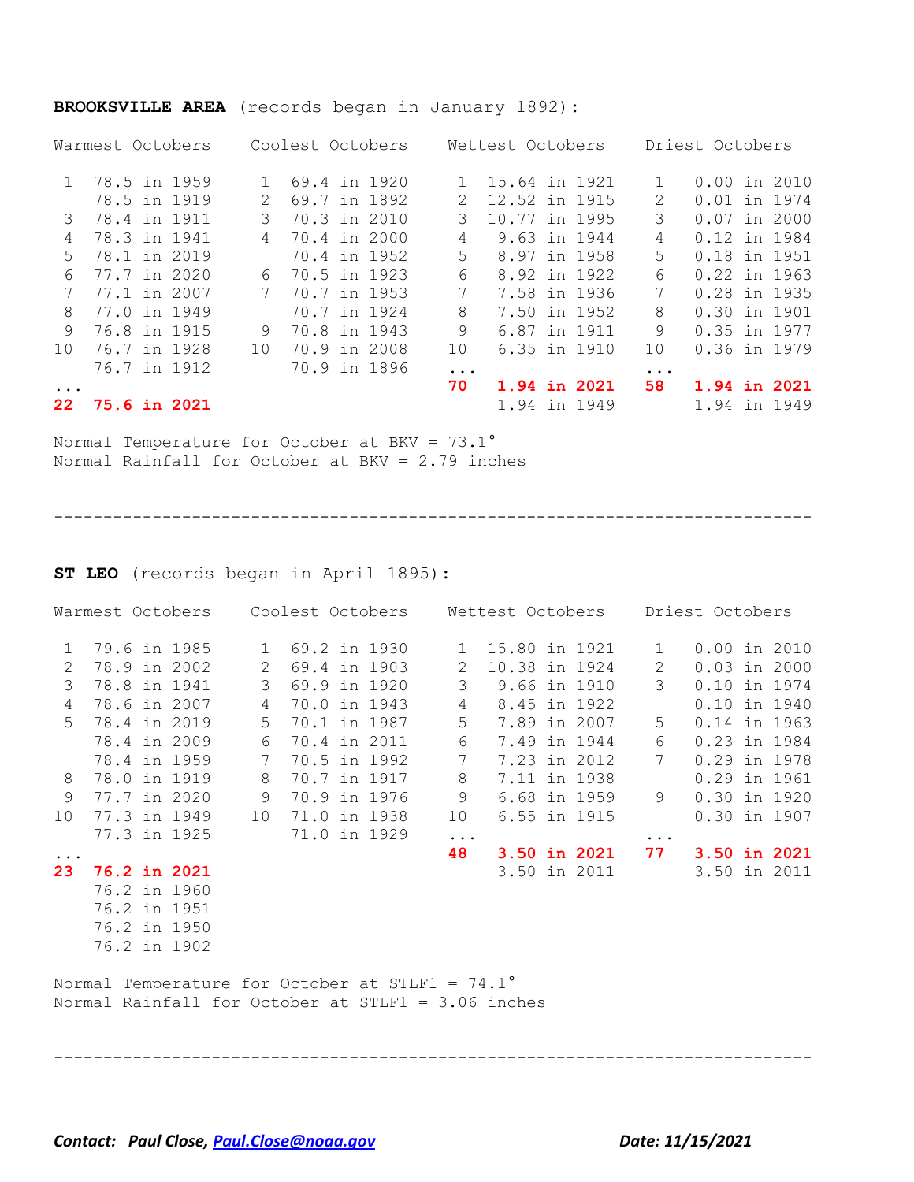**BROOKSVILLE AREA** (records began in January 1892):

| Warmest Octobers | | Coolest Octobers | | Wettest Octobers | | Driest Octobers | |
|---|---|---|---|---|---|---|---|
| 1 | 78.5 in 1959 | 1 | 69.4 in 1920 | 1 | 15.64 in 1921 | 1 | 0.00 in 2010 |
| | 78.5 in 1919 | 2 | 69.7 in 1892 | 2 | 12.52 in 1915 | 2 | 0.01 in 1974 |
| 3 | 78.4 in 1911 | 3 | 70.3 in 2010 | 3 | 10.77 in 1995 | 3 | 0.07 in 2000 |
| 4 | 78.3 in 1941 | 4 | 70.4 in 2000 | 4 | 9.63 in 1944 | 4 | 0.12 in 1984 |
| 5 | 78.1 in 2019 | | 70.4 in 1952 | 5 | 8.97 in 1958 | 5 | 0.18 in 1951 |
| 6 | 77.7 in 2020 | 6 | 70.5 in 1923 | 6 | 8.92 in 1922 | 6 | 0.22 in 1963 |
| 7 | 77.1 in 2007 | 7 | 70.7 in 1953 | 7 | 7.58 in 1936 | 7 | 0.28 in 1935 |
| 8 | 77.0 in 1949 | | 70.7 in 1924 | 8 | 7.50 in 1952 | 8 | 0.30 in 1901 |
| 9 | 76.8 in 1915 | 9 | 70.8 in 1943 | 9 | 6.87 in 1911 | 9 | 0.35 in 1977 |
| 10 | 76.7 in 1928 | 10 | 70.9 in 2008 | 10 | 6.35 in 1910 | 10 | 0.36 in 1979 |
| | 76.7 in 1912 | | 70.9 in 1896 | ... | | ... | |
| ... | | | | **70** | **1.94 in 2021** | **58** | **1.94 in 2021** |
| **22** | **75.6 in 2021** | | | | 1.94 in 1949 | | 1.94 in 1949 |

Normal Temperature for October at BKV = 73.1°
Normal Rainfall for October at BKV = 2.79 inches

---

**ST LEO** (records began in April 1895):

| Warmest Octobers | | Coolest Octobers | | Wettest Octobers | | Driest Octobers | |
|---|---|---|---|---|---|---|---|
| 1 | 79.6 in 1985 | 1 | 69.2 in 1930 | 1 | 15.80 in 1921 | 1 | 0.00 in 2010 |
| 2 | 78.9 in 2002 | 2 | 69.4 in 1903 | 2 | 10.38 in 1924 | 2 | 0.03 in 2000 |
| 3 | 78.8 in 1941 | 3 | 69.9 in 1920 | 3 | 9.66 in 1910 | 3 | 0.10 in 1974 |
| 4 | 78.6 in 2007 | 4 | 70.0 in 1943 | 4 | 8.45 in 1922 | | 0.10 in 1940 |
| 5 | 78.4 in 2019 | 5 | 70.1 in 1987 | 5 | 7.89 in 2007 | 5 | 0.14 in 1963 |
| | 78.4 in 2009 | 6 | 70.4 in 2011 | 6 | 7.49 in 1944 | 6 | 0.23 in 1984 |
| | 78.4 in 1959 | 7 | 70.5 in 1992 | 7 | 7.23 in 2012 | 7 | 0.29 in 1978 |
| 8 | 78.0 in 1919 | 8 | 70.7 in 1917 | 8 | 7.11 in 1938 | | 0.29 in 1961 |
| 9 | 77.7 in 2020 | 9 | 70.9 in 1976 | 9 | 6.68 in 1959 | 9 | 0.30 in 1920 |
| 10 | 77.3 in 1949 | 10 | 71.0 in 1938 | 10 | 6.55 in 1915 | | 0.30 in 1907 |
| | 77.3 in 1925 | | 71.0 in 1929 | ... | | ... | |
| ... | | | | **48** | **3.50 in 2021** | **77** | **3.50 in 2021** |
| **23** | **76.2 in 2021** | | | | 3.50 in 2011 | | 3.50 in 2011 |
| | 76.2 in 1960 | | | | | | |
| | 76.2 in 1951 | | | | | | |
| | 76.2 in 1950 | | | | | | |
| | 76.2 in 1902 | | | | | | |

Normal Temperature for October at STLF1 = 74.1°
Normal Rainfall for October at STLF1 = 3.06 inches

---

*Contact: Paul Close, [Paul.Close@noaa.gov](mailto:Paul.Close@noaa.gov)* *Date: 11/15/2021*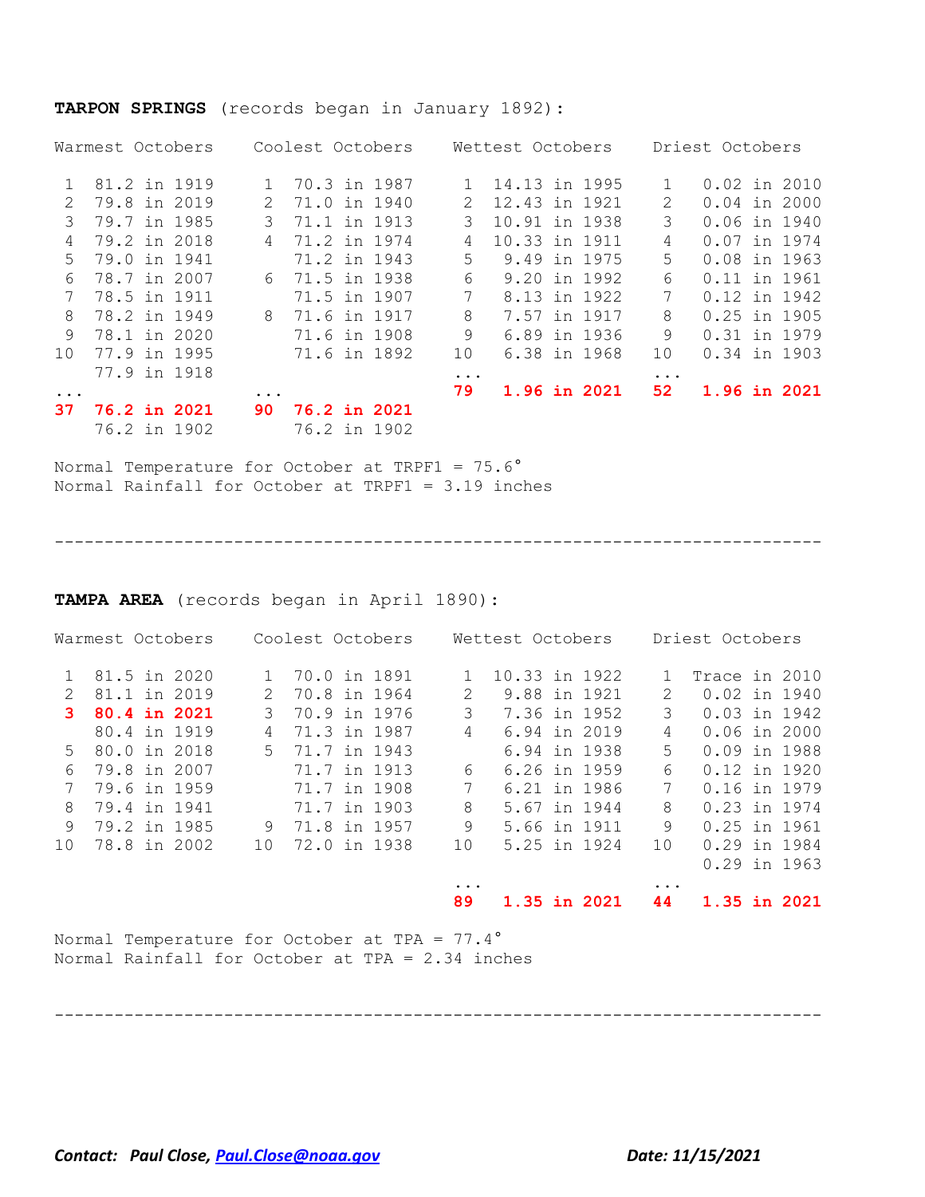**TARPON SPRINGS** (records began in January 1892):

| Warmest Octobers | | Coolest Octobers | | Wettest Octobers | | Driest Octobers | |
|---|---|---|---|---|---|---|---|
| 1 | 81.2 in 1919 | 1 | 70.3 in 1987 | 1 | 14.13 in 1995 | 1 | 0.02 in 2010 |
| 2 | 79.8 in 2019 | 2 | 71.0 in 1940 | 2 | 12.43 in 1921 | 2 | 0.04 in 2000 |
| 3 | 79.7 in 1985 | 3 | 71.1 in 1913 | 3 | 10.91 in 1938 | 3 | 0.06 in 1940 |
| 4 | 79.2 in 2018 | 4 | 71.2 in 1974 | 4 | 10.33 in 1911 | 4 | 0.07 in 1974 |
| 5 | 79.0 in 1941 | | 71.2 in 1943 | 5 | 9.49 in 1975 | 5 | 0.08 in 1963 |
| 6 | 78.7 in 2007 | 6 | 71.5 in 1938 | 6 | 9.20 in 1992 | 6 | 0.11 in 1961 |
| 7 | 78.5 in 1911 | | 71.5 in 1907 | 7 | 8.13 in 1922 | 7 | 0.12 in 1942 |
| 8 | 78.2 in 1949 | 8 | 71.6 in 1917 | 8 | 7.57 in 1917 | 8 | 0.25 in 1905 |
| 9 | 78.1 in 2020 | | 71.6 in 1908 | 9 | 6.89 in 1936 | 9 | 0.31 in 1979 |
| 10 | 77.9 in 1995 | | 71.6 in 1892 | 10 | 6.38 in 1968 | 10 | 0.34 in 1903 |
| | 77.9 in 1918 | | | ... | | ... | |
| ... | | ... | | **79** | **1.96 in 2021** | **52** | **1.96 in 2021** |
| **37** | **76.2 in 2021** | **90** | **76.2 in 2021** | | | | |
| | 76.2 in 1902 | | 76.2 in 1902 | | | | |

Normal Temperature for October at TRPF1 = 75.6°
Normal Rainfall for October at TRPF1 = 3.19 inches

---

**TAMPA AREA** (records began in April 1890):

| Warmest Octobers | | Coolest Octobers | | Wettest Octobers | | Driest Octobers | |
|---|---|---|---|---|---|---|---|
| 1 | 81.5 in 2020 | 1 | 70.0 in 1891 | 1 | 10.33 in 1922 | 1 | Trace in 2010 |
| 2 | 81.1 in 2019 | 2 | 70.8 in 1964 | 2 | 9.88 in 1921 | 2 | 0.02 in 1940 |
| **3** | **80.4 in 2021** | 3 | 70.9 in 1976 | 3 | 7.36 in 1952 | 3 | 0.03 in 1942 |
| | 80.4 in 1919 | 4 | 71.3 in 1987 | 4 | 6.94 in 2019 | 4 | 0.06 in 2000 |
| 5 | 80.0 in 2018 | 5 | 71.7 in 1943 | | 6.94 in 1938 | 5 | 0.09 in 1988 |
| 6 | 79.8 in 2007 | | 71.7 in 1913 | 6 | 6.26 in 1959 | 6 | 0.12 in 1920 |
| 7 | 79.6 in 1959 | | 71.7 in 1908 | 7 | 6.21 in 1986 | 7 | 0.16 in 1979 |
| 8 | 79.4 in 1941 | | 71.7 in 1903 | 8 | 5.67 in 1944 | 8 | 0.23 in 1974 |
| 9 | 79.2 in 1985 | 9 | 71.8 in 1957 | 9 | 5.66 in 1911 | 9 | 0.25 in 1961 |
| 10 | 78.8 in 2002 | 10 | 72.0 in 1938 | 10 | 5.25 in 1924 | 10 | 0.29 in 1984 |
| | | | | | | | 0.29 in 1963 |
| | | | | ... | | ... | |
| | | | | **89** | **1.35 in 2021** | **44** | **1.35 in 2021** |

Normal Temperature for October at TPA = 77.4°
Normal Rainfall for October at TPA = 2.34 inches

---

***Contact: Paul Close, [Paul.Close@noaa.gov](mailto:Paul.Close@noaa.gov)***

***Date: 11/15/2021***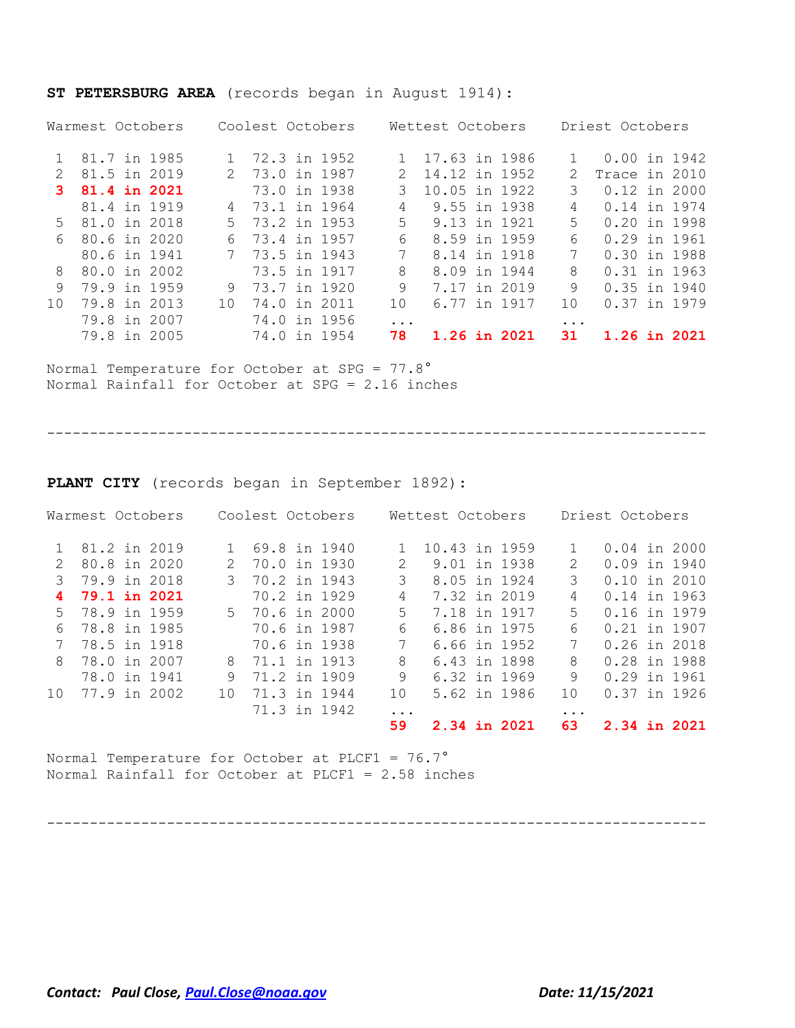**ST PETERSBURG AREA** (records began in August 1914):

| Warmest Octobers | | Coolest Octobers | | Wettest Octobers | | Driest Octobers | |
|---|---|---|---|---|---|---|---|
| 1 | 81.7 in 1985 | 1 | 72.3 in 1952 | 1 | 17.63 in 1986 | 1 | 0.00 in 1942 |
| 2 | 81.5 in 2019 | 2 | 73.0 in 1987 | 2 | 14.12 in 1952 | 2 | Trace in 2010 |
| **3** | **81.4 in 2021** | | 73.0 in 1938 | 3 | 10.05 in 1922 | 3 | 0.12 in 2000 |
| | 81.4 in 1919 | 4 | 73.1 in 1964 | 4 | 9.55 in 1938 | 4 | 0.14 in 1974 |
| 5 | 81.0 in 2018 | 5 | 73.2 in 1953 | 5 | 9.13 in 1921 | 5 | 0.20 in 1998 |
| 6 | 80.6 in 2020 | 6 | 73.4 in 1957 | 6 | 8.59 in 1959 | 6 | 0.29 in 1961 |
| | 80.6 in 1941 | 7 | 73.5 in 1943 | 7 | 8.14 in 1918 | 7 | 0.30 in 1988 |
| 8 | 80.0 in 2002 | | 73.5 in 1917 | 8 | 8.09 in 1944 | 8 | 0.31 in 1963 |
| 9 | 79.9 in 1959 | 9 | 73.7 in 1920 | 9 | 7.17 in 2019 | 9 | 0.35 in 1940 |
| 10 | 79.8 in 2013 | 10 | 74.0 in 2011 | 10 | 6.77 in 1917 | 10 | 0.37 in 1979 |
| | 79.8 in 2007 | | 74.0 in 1956 | ... | | ... | |
| | 79.8 in 2005 | | 74.0 in 1954 | **78** | **1.26 in 2021** | **31** | **1.26 in 2021** |

Normal Temperature for October at SPG = 77.8°
Normal Rainfall for October at SPG = 2.16 inches

---

**PLANT CITY** (records began in September 1892):

| Warmest Octobers | | Coolest Octobers | | Wettest Octobers | | Driest Octobers | |
|---|---|---|---|---|---|---|---|
| 1 | 81.2 in 2019 | 1 | 69.8 in 1940 | 1 | 10.43 in 1959 | 1 | 0.04 in 2000 |
| 2 | 80.8 in 2020 | 2 | 70.0 in 1930 | 2 | 9.01 in 1938 | 2 | 0.09 in 1940 |
| 3 | 79.9 in 2018 | 3 | 70.2 in 1943 | 3 | 8.05 in 1924 | 3 | 0.10 in 2010 |
| **4** | **79.1 in 2021** | | 70.2 in 1929 | 4 | 7.32 in 2019 | 4 | 0.14 in 1963 |
| 5 | 78.9 in 1959 | 5 | 70.6 in 2000 | 5 | 7.18 in 1917 | 5 | 0.16 in 1979 |
| 6 | 78.8 in 1985 | | 70.6 in 1987 | 6 | 6.86 in 1975 | 6 | 0.21 in 1907 |
| 7 | 78.5 in 1918 | | 70.6 in 1938 | 7 | 6.66 in 1952 | 7 | 0.26 in 2018 |
| 8 | 78.0 in 2007 | 8 | 71.1 in 1913 | 8 | 6.43 in 1898 | 8 | 0.28 in 1988 |
| | 78.0 in 1941 | 9 | 71.2 in 1909 | 9 | 6.32 in 1969 | 9 | 0.29 in 1961 |
| 10 | 77.9 in 2002 | 10 | 71.3 in 1944 | 10 | 5.62 in 1986 | 10 | 0.37 in 1926 |
| | | | 71.3 in 1942 | ... | | ... | |
| | | | | **59** | **2.34 in 2021** | **63** | **2.34 in 2021** |

Normal Temperature for October at PLCF1 = 76.7°
Normal Rainfall for October at PLCF1 = 2.58 inches

---

***Contact: Paul Close, Paul.Close@noaa.gov*** ***Date: 11/15/2021***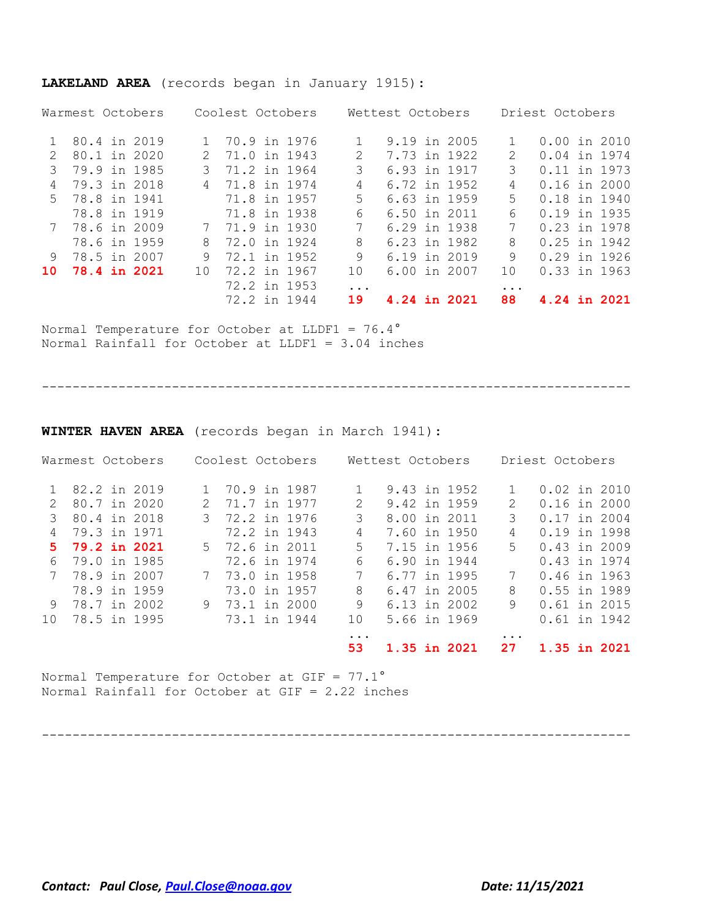**LAKELAND AREA** (records began in January 1915):

| Warmest Octobers | | Coolest Octobers | | Wettest Octobers | | Driest Octobers | |
|---|---|---|---|---|---|---|---|
| 1 | 80.4 in 2019 | 1 | 70.9 in 1976 | 1 | 9.19 in 2005 | 1 | 0.00 in 2010 |
| 2 | 80.1 in 2020 | 2 | 71.0 in 1943 | 2 | 7.73 in 1922 | 2 | 0.04 in 1974 |
| 3 | 79.9 in 1985 | 3 | 71.2 in 1964 | 3 | 6.93 in 1917 | 3 | 0.11 in 1973 |
| 4 | 79.3 in 2018 | 4 | 71.8 in 1974 | 4 | 6.72 in 1952 | 4 | 0.16 in 2000 |
| 5 | 78.8 in 1941 | | 71.8 in 1957 | 5 | 6.63 in 1959 | 5 | 0.18 in 1940 |
| | 78.8 in 1919 | | 71.8 in 1938 | 6 | 6.50 in 2011 | 6 | 0.19 in 1935 |
| 7 | 78.6 in 2009 | 7 | 71.9 in 1930 | 7 | 6.29 in 1938 | 7 | 0.23 in 1978 |
| | 78.6 in 1959 | 8 | 72.0 in 1924 | 8 | 6.23 in 1982 | 8 | 0.25 in 1942 |
| 9 | 78.5 in 2007 | 9 | 72.1 in 1952 | 9 | 6.19 in 2019 | 9 | 0.29 in 1926 |
| **10** | **78.4 in 2021** | 10 | 72.2 in 1967 | 10 | 6.00 in 2007 | 10 | 0.33 in 1963 |
| | | | 72.2 in 1953 | ... | | ... | |
| | | | 72.2 in 1944 | **19** | **4.24 in 2021** | **88** | **4.24 in 2021** |

Normal Temperature for October at LLDF1 = 76.4°
Normal Rainfall for October at LLDF1 = 3.04 inches

---

**WINTER HAVEN AREA** (records began in March 1941):

| Warmest Octobers | | Coolest Octobers | | Wettest Octobers | | Driest Octobers | |
|---|---|---|---|---|---|---|---|
| 1 | 82.2 in 2019 | 1 | 70.9 in 1987 | 1 | 9.43 in 1952 | 1 | 0.02 in 2010 |
| 2 | 80.7 in 2020 | 2 | 71.7 in 1977 | 2 | 9.42 in 1959 | 2 | 0.16 in 2000 |
| 3 | 80.4 in 2018 | 3 | 72.2 in 1976 | 3 | 8.00 in 2011 | 3 | 0.17 in 2004 |
| 4 | 79.3 in 1971 | | 72.2 in 1943 | 4 | 7.60 in 1950 | 4 | 0.19 in 1998 |
| **5** | **79.2 in 2021** | 5 | 72.6 in 2011 | 5 | 7.15 in 1956 | 5 | 0.43 in 2009 |
| 6 | 79.0 in 1985 | | 72.6 in 1974 | 6 | 6.90 in 1944 | | 0.43 in 1974 |
| 7 | 78.9 in 2007 | 7 | 73.0 in 1958 | 7 | 6.77 in 1995 | 7 | 0.46 in 1963 |
| | 78.9 in 1959 | | 73.0 in 1957 | 8 | 6.47 in 2005 | 8 | 0.55 in 1989 |
| 9 | 78.7 in 2002 | 9 | 73.1 in 2000 | 9 | 6.13 in 2002 | 9 | 0.61 in 2015 |
| 10 | 78.5 in 1995 | | 73.1 in 1944 | 10 | 5.66 in 1969 | | 0.61 in 1942 |
| | | | | ... | | ... | |
| | | | | **53** | **1.35 in 2021** | **27** | **1.35 in 2021** |

Normal Temperature for October at GIF = 77.1°
Normal Rainfall for October at GIF = 2.22 inches

---

***Contact: Paul Close, Paul.Close@noaa.gov*** ***Date: 11/15/2021***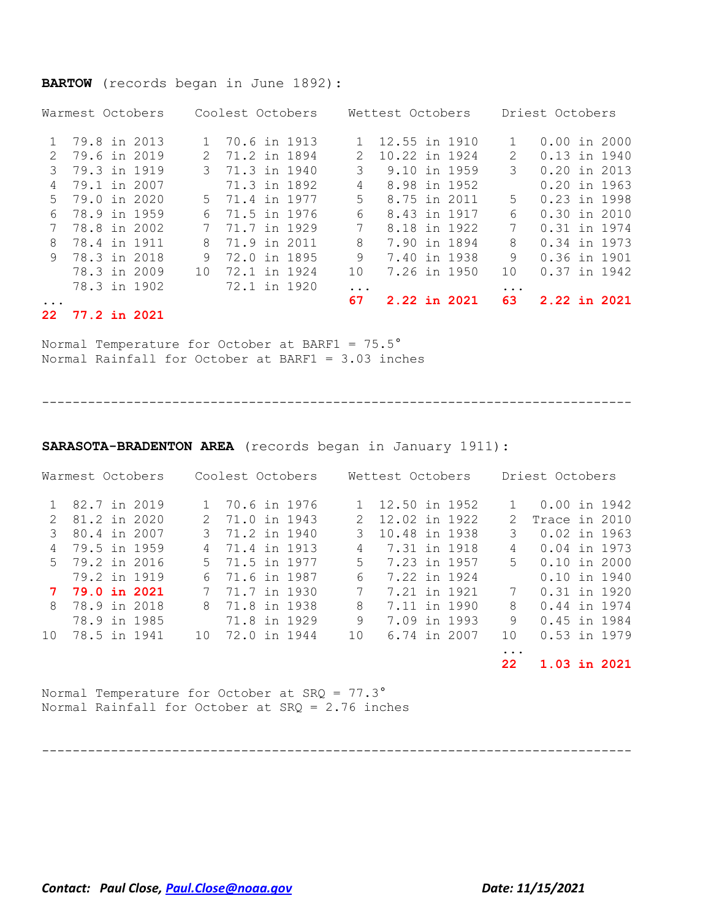**BARTOW** (records began in June 1892):

| Warmest Octobers | | Coolest Octobers | | Wettest Octobers | | Driest Octobers | |
|---|---|---|---|---|---|---|---|
| 1 | 79.8 in 2013 | 1 | 70.6 in 1913 | 1 | 12.55 in 1910 | 1 | 0.00 in 2000 |
| 2 | 79.6 in 2019 | 2 | 71.2 in 1894 | 2 | 10.22 in 1924 | 2 | 0.13 in 1940 |
| 3 | 79.3 in 1919 | 3 | 71.3 in 1940 | 3 | 9.10 in 1959 | 3 | 0.20 in 2013 |
| 4 | 79.1 in 2007 | | 71.3 in 1892 | 4 | 8.98 in 1952 | | 0.20 in 1963 |
| 5 | 79.0 in 2020 | 5 | 71.4 in 1977 | 5 | 8.75 in 2011 | 5 | 0.23 in 1998 |
| 6 | 78.9 in 1959 | 6 | 71.5 in 1976 | 6 | 8.43 in 1917 | 6 | 0.30 in 2010 |
| 7 | 78.8 in 2002 | 7 | 71.7 in 1929 | 7 | 8.18 in 1922 | 7 | 0.31 in 1974 |
| 8 | 78.4 in 1911 | 8 | 71.9 in 2011 | 8 | 7.90 in 1894 | 8 | 0.34 in 1973 |
| 9 | 78.3 in 2018 | 9 | 72.0 in 1895 | 9 | 7.40 in 1938 | 9 | 0.36 in 1901 |
| | 78.3 in 2009 | 10 | 72.1 in 1924 | 10 | 7.26 in 1950 | 10 | 0.37 in 1942 |
| | 78.3 in 1902 | | 72.1 in 1920 | ... | | ... | |
| ... | | | | **67** | **2.22 in 2021** | **63** | **2.22 in 2021** |
| **22** | **77.2 in 2021** | | | | | | |

Normal Temperature for October at BARF1 = 75.5°
Normal Rainfall for October at BARF1 = 3.03 inches

---

**SARASOTA-BRADENTON AREA** (records began in January 1911):

| Warmest Octobers | | Coolest Octobers | | Wettest Octobers | | Driest Octobers | |
|---|---|---|---|---|---|---|---|
| 1 | 82.7 in 2019 | 1 | 70.6 in 1976 | 1 | 12.50 in 1952 | 1 | 0.00 in 1942 |
| 2 | 81.2 in 2020 | 2 | 71.0 in 1943 | 2 | 12.02 in 1922 | 2 | Trace in 2010 |
| 3 | 80.4 in 2007 | 3 | 71.2 in 1940 | 3 | 10.48 in 1938 | 3 | 0.02 in 1963 |
| 4 | 79.5 in 1959 | 4 | 71.4 in 1913 | 4 | 7.31 in 1918 | 4 | 0.04 in 1973 |
| 5 | 79.2 in 2016 | 5 | 71.5 in 1977 | 5 | 7.23 in 1957 | 5 | 0.10 in 2000 |
| | 79.2 in 1919 | 6 | 71.6 in 1987 | 6 | 7.22 in 1924 | | 0.10 in 1940 |
| **7** | **79.0 in 2021** | 7 | 71.7 in 1930 | 7 | 7.21 in 1921 | 7 | 0.31 in 1920 |
| 8 | 78.9 in 2018 | 8 | 71.8 in 1938 | 8 | 7.11 in 1990 | 8 | 0.44 in 1974 |
| | 78.9 in 1985 | | 71.8 in 1929 | 9 | 7.09 in 1993 | 9 | 0.45 in 1984 |
| 10 | 78.5 in 1941 | 10 | 72.0 in 1944 | 10 | 6.74 in 2007 | 10 | 0.53 in 1979 |
| | | | | | | ... | |
| | | | | | | **22** | **1.03 in 2021** |

Normal Temperature for October at SRQ = 77.3°
Normal Rainfall for October at SRQ = 2.76 inches

---

***Contact: Paul Close, [Paul.Close@noaa.gov](mailto:Paul.Close@noaa.gov)*** ***Date: 11/15/2021***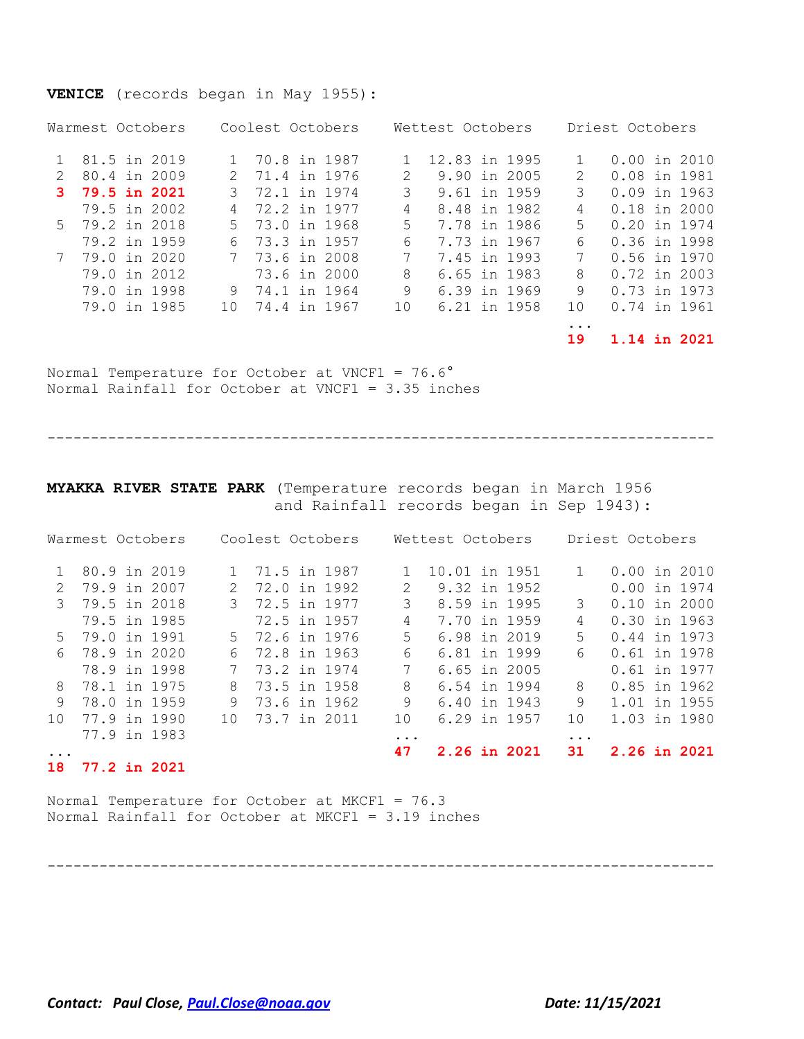**VENICE** (records began in May 1955):

| Warmest Octobers | | Coolest Octobers | | Wettest Octobers | | Driest Octobers | |
|---|---|---|---|---|---|---|---|
| 1 | 81.5 in 2019 | 1 | 70.8 in 1987 | 1 | 12.83 in 1995 | 1 | 0.00 in 2010 |
| 2 | 80.4 in 2009 | 2 | 71.4 in 1976 | 2 | 9.90 in 2005 | 2 | 0.08 in 1981 |
| **3** | **79.5 in 2021** | 3 | 72.1 in 1974 | 3 | 9.61 in 1959 | 3 | 0.09 in 1963 |
| | 79.5 in 2002 | 4 | 72.2 in 1977 | 4 | 8.48 in 1982 | 4 | 0.18 in 2000 |
| 5 | 79.2 in 2018 | 5 | 73.0 in 1968 | 5 | 7.78 in 1986 | 5 | 0.20 in 1974 |
| | 79.2 in 1959 | 6 | 73.3 in 1957 | 6 | 7.73 in 1967 | 6 | 0.36 in 1998 |
| 7 | 79.0 in 2020 | 7 | 73.6 in 2008 | 7 | 7.45 in 1993 | 7 | 0.56 in 1970 |
| | 79.0 in 2012 | | 73.6 in 2000 | 8 | 6.65 in 1983 | 8 | 0.72 in 2003 |
| | 79.0 in 1998 | 9 | 74.1 in 1964 | 9 | 6.39 in 1969 | 9 | 0.73 in 1973 |
| | 79.0 in 1985 | 10 | 74.4 in 1967 | 10 | 6.21 in 1958 | 10 | 0.74 in 1961 |
| | | | | | | ... | |
| | | | | | | **19** | **1.14 in 2021** |

Normal Temperature for October at VNCF1 = 76.6°
Normal Rainfall for October at VNCF1 = 3.35 inches

---

**MYAKKA RIVER STATE PARK** (Temperature records began in March 1956 and Rainfall records began in Sep 1943):

| Warmest Octobers | | Coolest Octobers | | Wettest Octobers | | Driest Octobers | |
|---|---|---|---|---|---|---|---|
| 1 | 80.9 in 2019 | 1 | 71.5 in 1987 | 1 | 10.01 in 1951 | 1 | 0.00 in 2010 |
| 2 | 79.9 in 2007 | 2 | 72.0 in 1992 | 2 | 9.32 in 1952 | | 0.00 in 1974 |
| 3 | 79.5 in 2018 | 3 | 72.5 in 1977 | 3 | 8.59 in 1995 | 3 | 0.10 in 2000 |
| | 79.5 in 1985 | | 72.5 in 1957 | 4 | 7.70 in 1959 | 4 | 0.30 in 1963 |
| 5 | 79.0 in 1991 | 5 | 72.6 in 1976 | 5 | 6.98 in 2019 | 5 | 0.44 in 1973 |
| 6 | 78.9 in 2020 | 6 | 72.8 in 1963 | 6 | 6.81 in 1999 | 6 | 0.61 in 1978 |
| | 78.9 in 1998 | 7 | 73.2 in 1974 | 7 | 6.65 in 2005 | | 0.61 in 1977 |
| 8 | 78.1 in 1975 | 8 | 73.5 in 1958 | 8 | 6.54 in 1994 | 8 | 0.85 in 1962 |
| 9 | 78.0 in 1959 | 9 | 73.6 in 1962 | 9 | 6.40 in 1943 | 9 | 1.01 in 1955 |
| 10 | 77.9 in 1990 | 10 | 73.7 in 2011 | 10 | 6.29 in 1957 | 10 | 1.03 in 1980 |
| | 77.9 in 1983 | | | ... | | ... | |
| ... | | | | **47** | **2.26 in 2021** | **31** | **2.26 in 2021** |
| **18** | **77.2 in 2021** | | | | | | |

Normal Temperature for October at MKCF1 = 76.3
Normal Rainfall for October at MKCF1 = 3.19 inches

---

*Contact:* ***Paul Close, [Paul.Close@noaa.gov](mailto:Paul.Close@noaa.gov)*** ***Date: 11/15/2021***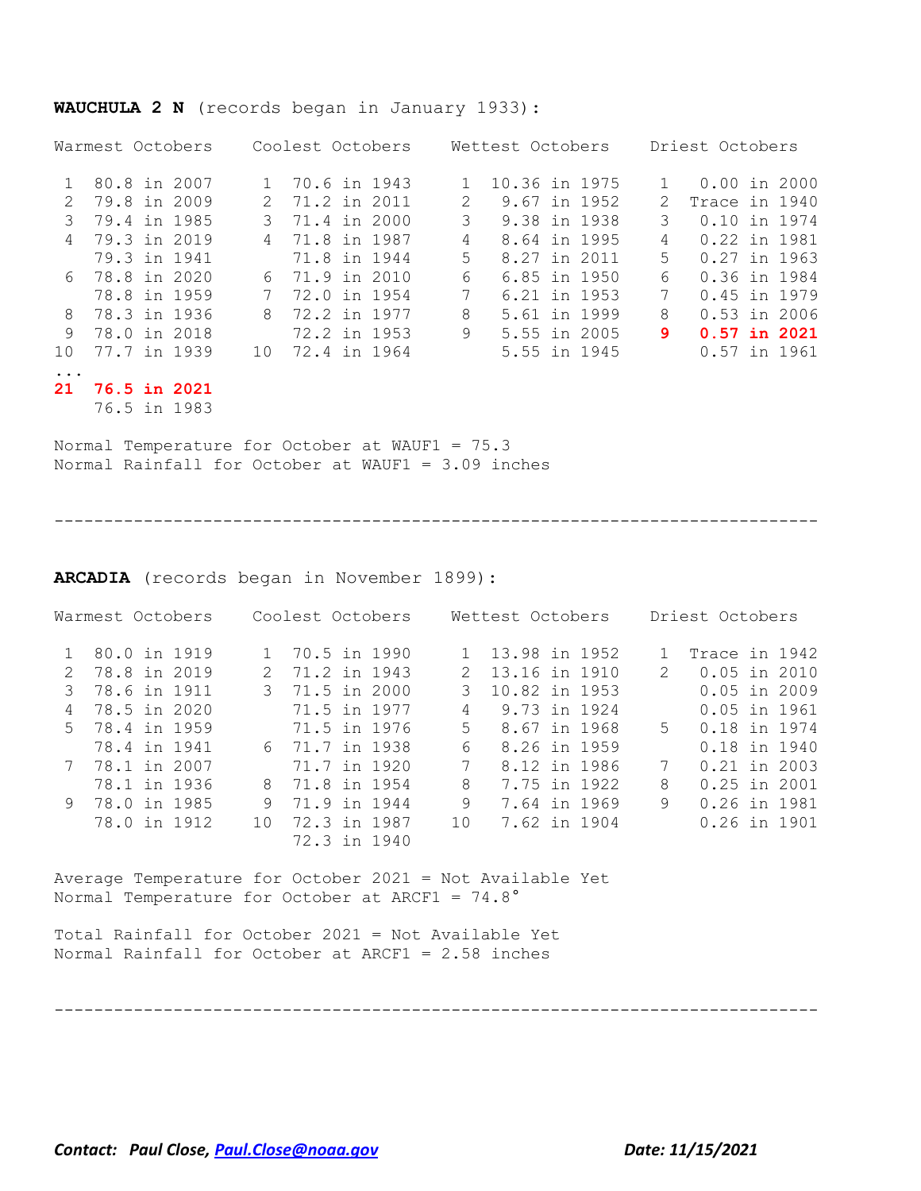**WAUCHULA 2 N** (records began in January 1933):

| Rank | Warmest Octobers | Rank | Coolest Octobers | Rank | Wettest Octobers | Rank | Driest Octobers |
|---|---|---|---|---|---|---|---|
| 1 | 80.8 in 2007 | 1 | 70.6 in 1943 | 1 | 10.36 in 1975 | 1 | 0.00 in 2000 |
| 2 | 79.8 in 2009 | 2 | 71.2 in 2011 | 2 | 9.67 in 1952 | 2 | Trace in 1940 |
| 3 | 79.4 in 1985 | 3 | 71.4 in 2000 | 3 | 9.38 in 1938 | 3 | 0.10 in 1974 |
| 4 | 79.3 in 2019 | 4 | 71.8 in 1987 | 4 | 8.64 in 1995 | 4 | 0.22 in 1981 |
| | 79.3 in 1941 | | 71.8 in 1944 | 5 | 8.27 in 2011 | 5 | 0.27 in 1963 |
| 6 | 78.8 in 2020 | 6 | 71.9 in 2010 | 6 | 6.85 in 1950 | 6 | 0.36 in 1984 |
| | 78.8 in 1959 | 7 | 72.0 in 1954 | 7 | 6.21 in 1953 | 7 | 0.45 in 1979 |
| 8 | 78.3 in 1936 | 8 | 72.2 in 1977 | 8 | 5.61 in 1999 | 8 | 0.53 in 2006 |
| 9 | 78.0 in 2018 | | 72.2 in 1953 | 9 | 5.55 in 2005 | **9** | **0.57 in 2021** |
| 10 | 77.7 in 1939 | 10 | 72.4 in 1964 | | 5.55 in 1945 | | 0.57 in 1961 |
| ... | | | | | | | |
| **21** | **76.5 in 2021** | | | | | | |
| | 76.5 in 1983 | | | | | | |

Normal Temperature for October at WAUF1 = 75.3
Normal Rainfall for October at WAUF1 = 3.09 inches

---

**ARCADIA** (records began in November 1899):

| Rank | Warmest Octobers | Rank | Coolest Octobers | Rank | Wettest Octobers | Rank | Driest Octobers |
|---|---|---|---|---|---|---|---|
| 1 | 80.0 in 1919 | 1 | 70.5 in 1990 | 1 | 13.98 in 1952 | 1 | Trace in 1942 |
| 2 | 78.8 in 2019 | 2 | 71.2 in 1943 | 2 | 13.16 in 1910 | 2 | 0.05 in 2010 |
| 3 | 78.6 in 1911 | 3 | 71.5 in 2000 | 3 | 10.82 in 1953 | | 0.05 in 2009 |
| 4 | 78.5 in 2020 | | 71.5 in 1977 | 4 | 9.73 in 1924 | | 0.05 in 1961 |
| 5 | 78.4 in 1959 | | 71.5 in 1976 | 5 | 8.67 in 1968 | 5 | 0.18 in 1974 |
| | 78.4 in 1941 | 6 | 71.7 in 1938 | 6 | 8.26 in 1959 | | 0.18 in 1940 |
| 7 | 78.1 in 2007 | | 71.7 in 1920 | 7 | 8.12 in 1986 | 7 | 0.21 in 2003 |
| | 78.1 in 1936 | 8 | 71.8 in 1954 | 8 | 7.75 in 1922 | 8 | 0.25 in 2001 |
| 9 | 78.0 in 1985 | 9 | 71.9 in 1944 | 9 | 7.64 in 1969 | 9 | 0.26 in 1981 |
| | 78.0 in 1912 | 10 | 72.3 in 1987 | 10 | 7.62 in 1904 | | 0.26 in 1901 |
| | | | 72.3 in 1940 | | | | |

Average Temperature for October 2021 = Not Available Yet
Normal Temperature for October at ARCF1 = 74.8°

Total Rainfall for October 2021 = Not Available Yet
Normal Rainfall for October at ARCF1 = 2.58 inches

---

*Contact: Paul Close, Paul.Close@noaa.gov* *Date: 11/15/2021*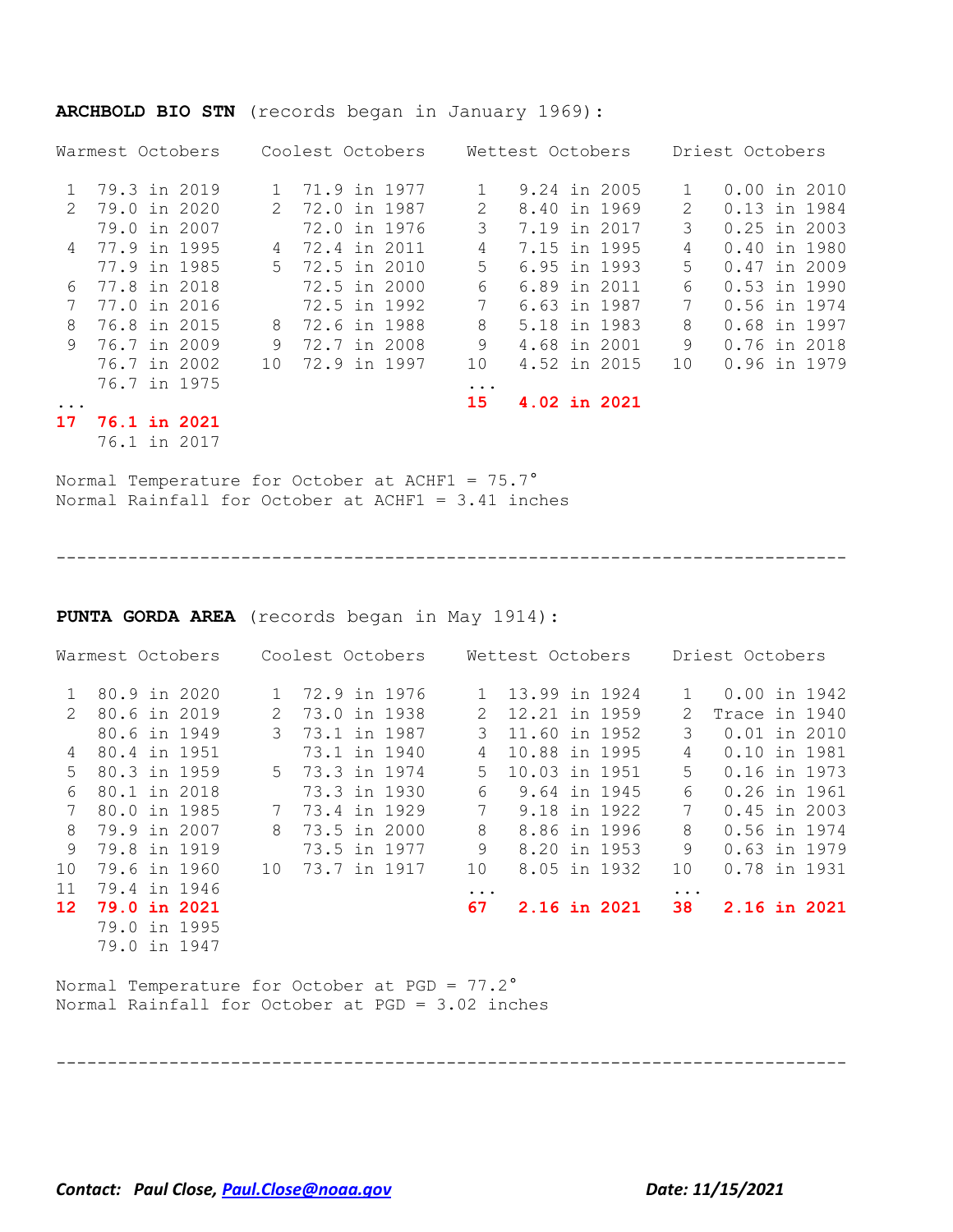**ARCHBOLD BIO STN** (records began in January 1969):

| Warmest Octobers | | Coolest Octobers | | Wettest Octobers | | Driest Octobers | |
|---|---|---|---|---|---|---|---|
| 1 | 79.3 in 2019 | 1 | 71.9 in 1977 | 1 | 9.24 in 2005 | 1 | 0.00 in 2010 |
| 2 | 79.0 in 2020 | 2 | 72.0 in 1987 | 2 | 8.40 in 1969 | 2 | 0.13 in 1984 |
| | 79.0 in 2007 | | 72.0 in 1976 | 3 | 7.19 in 2017 | 3 | 0.25 in 2003 |
| 4 | 77.9 in 1995 | 4 | 72.4 in 2011 | 4 | 7.15 in 1995 | 4 | 0.40 in 1980 |
| | 77.9 in 1985 | 5 | 72.5 in 2010 | 5 | 6.95 in 1993 | 5 | 0.47 in 2009 |
| 6 | 77.8 in 2018 | | 72.5 in 2000 | 6 | 6.89 in 2011 | 6 | 0.53 in 1990 |
| 7 | 77.0 in 2016 | | 72.5 in 1992 | 7 | 6.63 in 1987 | 7 | 0.56 in 1974 |
| 8 | 76.8 in 2015 | 8 | 72.6 in 1988 | 8 | 5.18 in 1983 | 8 | 0.68 in 1997 |
| 9 | 76.7 in 2009 | 9 | 72.7 in 2008 | 9 | 4.68 in 2001 | 9 | 0.76 in 2018 |
| | 76.7 in 2002 | 10 | 72.9 in 1997 | 10 | 4.52 in 2015 | 10 | 0.96 in 1979 |
| | 76.7 in 1975 | | | ... | | | |
| ... | | | | **15** | **4.02 in 2021** | | |
| **17** | **76.1 in 2021** | | | | | | |
| | 76.1 in 2017 | | | | | | |

Normal Temperature for October at ACHF1 = 75.7°
Normal Rainfall for October at ACHF1 = 3.41 inches

---

**PUNTA GORDA AREA** (records began in May 1914):

| Warmest Octobers | | Coolest Octobers | | Wettest Octobers | | Driest Octobers | |
|---|---|---|---|---|---|---|---|
| 1 | 80.9 in 2020 | 1 | 72.9 in 1976 | 1 | 13.99 in 1924 | 1 | 0.00 in 1942 |
| 2 | 80.6 in 2019 | 2 | 73.0 in 1938 | 2 | 12.21 in 1959 | 2 | Trace in 1940 |
| | 80.6 in 1949 | 3 | 73.1 in 1987 | 3 | 11.60 in 1952 | 3 | 0.01 in 2010 |
| 4 | 80.4 in 1951 | | 73.1 in 1940 | 4 | 10.88 in 1995 | 4 | 0.10 in 1981 |
| 5 | 80.3 in 1959 | 5 | 73.3 in 1974 | 5 | 10.03 in 1951 | 5 | 0.16 in 1973 |
| 6 | 80.1 in 2018 | | 73.3 in 1930 | 6 | 9.64 in 1945 | 6 | 0.26 in 1961 |
| 7 | 80.0 in 1985 | 7 | 73.4 in 1929 | 7 | 9.18 in 1922 | 7 | 0.45 in 2003 |
| 8 | 79.9 in 2007 | 8 | 73.5 in 2000 | 8 | 8.86 in 1996 | 8 | 0.56 in 1974 |
| 9 | 79.8 in 1919 | | 73.5 in 1977 | 9 | 8.20 in 1953 | 9 | 0.63 in 1979 |
| 10 | 79.6 in 1960 | 10 | 73.7 in 1917 | 10 | 8.05 in 1932 | 10 | 0.78 in 1931 |
| 11 | 79.4 in 1946 | | | ... | | ... | |
| **12** | **79.0 in 2021** | | | **67** | **2.16 in 2021** | **38** | **2.16 in 2021** |
| | 79.0 in 1995 | | | | | | |
| | 79.0 in 1947 | | | | | | |

Normal Temperature for October at PGD = 77.2°
Normal Rainfall for October at PGD = 3.02 inches

---

*Contact:* ***Paul Close, Paul.Close@noaa.gov*** ***Date: 11/15/2021***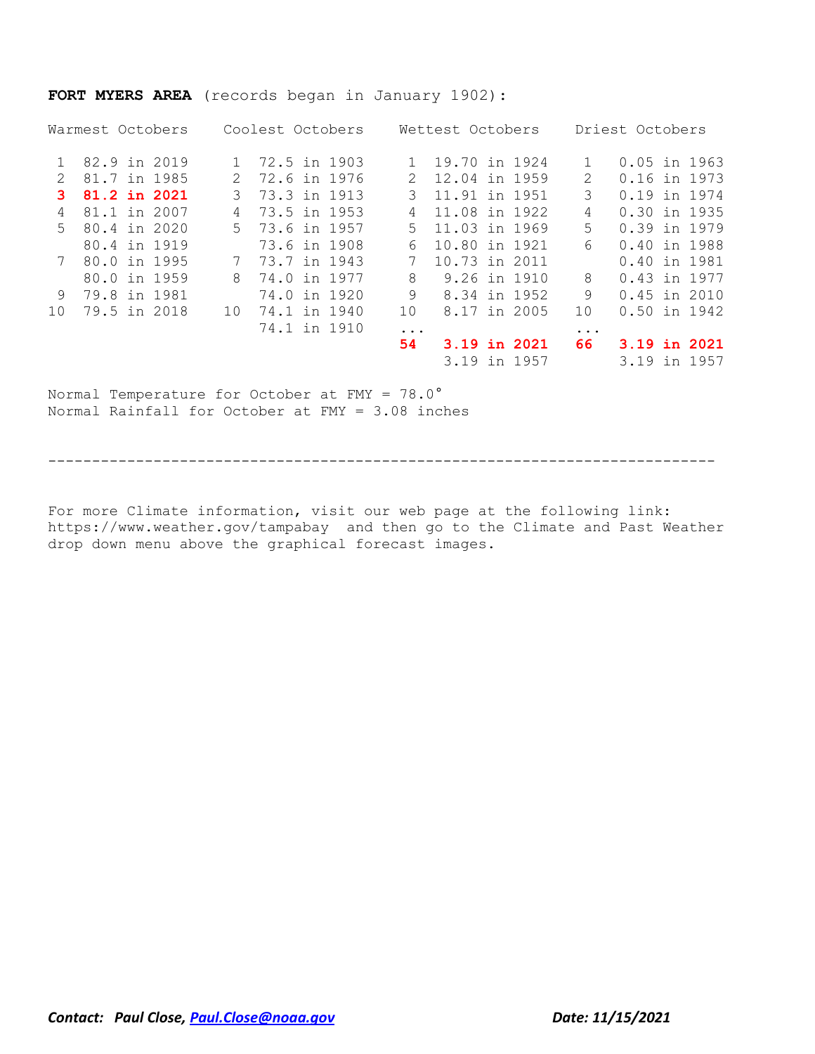**FORT MYERS AREA** (records began in January 1902):

| Warmest Octobers | | Coolest Octobers | | Wettest Octobers | | Driest Octobers | |
|---|---|---|---|---|---|---|---|
| 1 | 82.9 in 2019 | 1 | 72.5 in 1903 | 1 | 19.70 in 1924 | 1 | 0.05 in 1963 |
| 2 | 81.7 in 1985 | 2 | 72.6 in 1976 | 2 | 12.04 in 1959 | 2 | 0.16 in 1973 |
| **3** | **81.2 in 2021** | 3 | 73.3 in 1913 | 3 | 11.91 in 1951 | 3 | 0.19 in 1974 |
| 4 | 81.1 in 2007 | 4 | 73.5 in 1953 | 4 | 11.08 in 1922 | 4 | 0.30 in 1935 |
| 5 | 80.4 in 2020 | 5 | 73.6 in 1957 | 5 | 11.03 in 1969 | 5 | 0.39 in 1979 |
| | 80.4 in 1919 | | 73.6 in 1908 | 6 | 10.80 in 1921 | 6 | 0.40 in 1988 |
| 7 | 80.0 in 1995 | 7 | 73.7 in 1943 | 7 | 10.73 in 2011 | | 0.40 in 1981 |
| | 80.0 in 1959 | 8 | 74.0 in 1977 | 8 | 9.26 in 1910 | 8 | 0.43 in 1977 |
| 9 | 79.8 in 1981 | | 74.0 in 1920 | 9 | 8.34 in 1952 | 9 | 0.45 in 2010 |
| 10 | 79.5 in 2018 | 10 | 74.1 in 1940 | 10 | 8.17 in 2005 | 10 | 0.50 in 1942 |
| | | | 74.1 in 1910 | ... | | ... | |
| | | | | **54** | **3.19 in 2021** | **66** | **3.19 in 2021** |
| | | | | | 3.19 in 1957 | | 3.19 in 1957 |

Normal Temperature for October at FMY = 78.0°
Normal Rainfall for October at FMY = 3.08 inches

---

For more Climate information, visit our web page at the following link: https://www.weather.gov/tampabay and then go to the Climate and Past Weather drop down menu above the graphical forecast images.

***Contact: Paul Close, [Paul.Close@noaa.gov](mailto:Paul.Close@noaa.gov)*** ***Date: 11/15/2021***